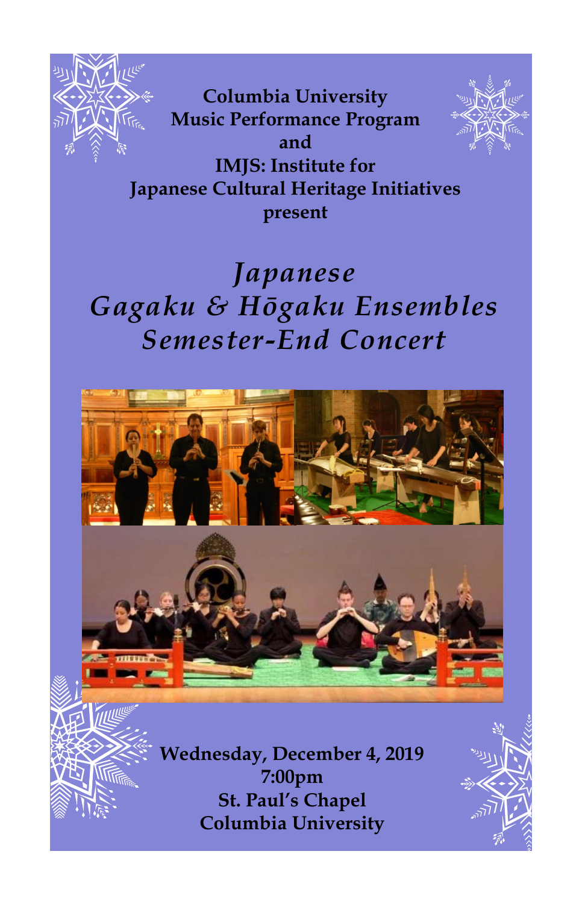**Columbia University**
**Music Performance Program**
**and**
**IMJS: Institute for**
**Japanese Cultural Heritage Initiatives**
**present**

# *Japanese Gagaku & Hōgaku Ensembles Semester-End Concert*

**Wednesday, December 4, 2019**
**7:00pm**
**St. Paul's Chapel**
**Columbia University**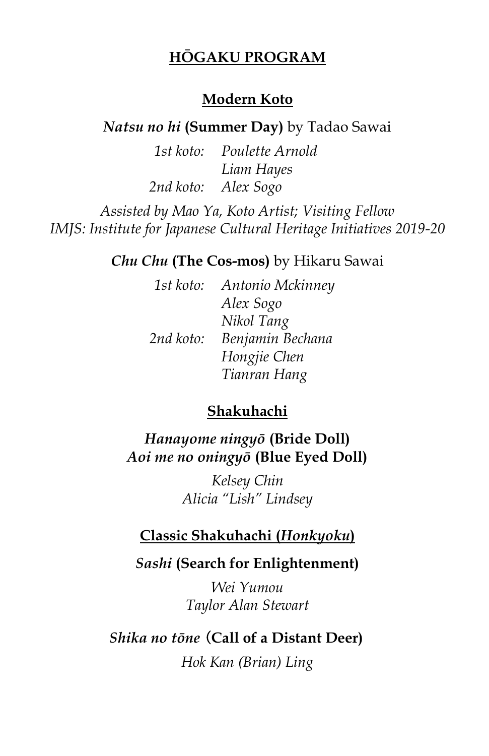# **HŌGAKU PROGRAM**

## **Modern Koto**

***Natsu no hi*** **(Summer Day)** by Tadao Sawai

*1st koto: Poulette Arnold*
*Liam Hayes*
*2nd koto: Alex Sogo*

*Assisted by Mao Ya, Koto Artist; Visiting Fellow IMJS: Institute for Japanese Cultural Heritage Initiatives 2019-20*

***Chu Chu*** **(The Cos-mos)** by Hikaru Sawai

*1st koto: Antonio Mckinney*
*Alex Sogo*
*Nikol Tang*
*2nd koto: Benjamin Bechana*
*Hongjie Chen*
*Tianran Hang*

## **Shakuhachi**

***Hanayome ningyō*** **(Bride Doll)**
***Aoi me no oningyō*** **(Blue Eyed Doll)**

*Kelsey Chin*
*Alicia "Lish" Lindsey*

## **Classic Shakuhachi (*Honkyoku*)**

***Sashi*** **(Search for Enlightenment)**

*Wei Yumou*
*Taylor Alan Stewart*

***Shika no tōne*** **(Call of a Distant Deer)**

*Hok Kan (Brian) Ling*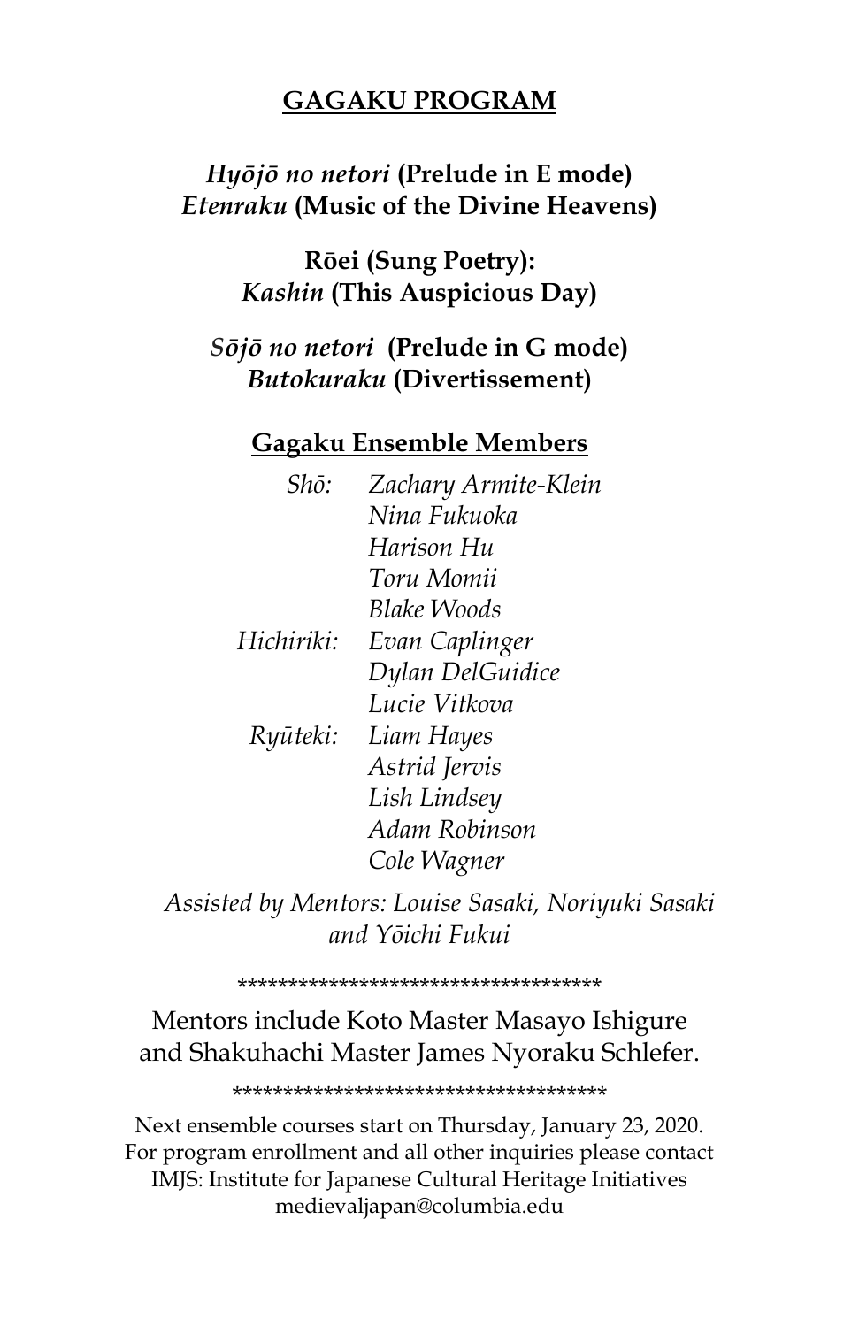## GAGAKU PROGRAM

***Hyōjō no netori* (Prelude in E mode)**
***Etenraku* (Music of the Divine Heavens)**

**Rōei (Sung Poetry):**
***Kashin* (This Auspicious Day)**

***Sōjō no netori* (Prelude in G mode)**
***Butokuraku* (Divertissement)**

### Gagaku Ensemble Members

*Shō:* *Zachary Armite-Klein*
*Nina Fukuoka*
*Harison Hu*
*Toru Momii*
*Blake Woods*

*Hichiriki:* *Evan Caplinger*
*Dylan DelGuidice*
*Lucie Vitkova*

*Ryūteki:* *Liam Hayes*
*Astrid Jervis*
*Lish Lindsey*
*Adam Robinson*
*Cole Wagner*

*Assisted by Mentors: Louise Sasaki, Noriyuki Sasaki and Yōichi Fukui*

************************************

Mentors include Koto Master Masayo Ishigure and Shakuhachi Master James Nyoraku Schlefer.

************************************

Next ensemble courses start on Thursday, January 23, 2020.
For program enrollment and all other inquiries please contact
IMJS: Institute for Japanese Cultural Heritage Initiatives
medievaljapan@columbia.edu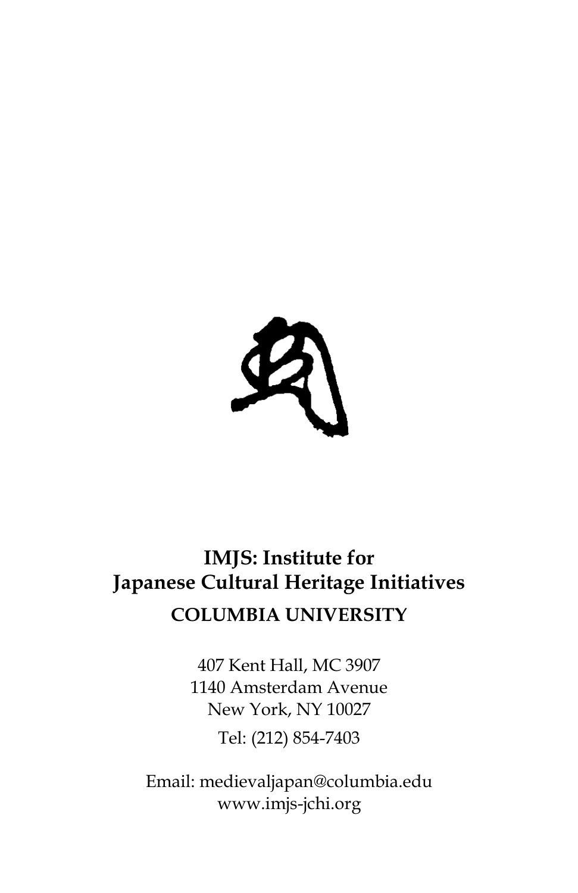**IMJS: Institute for Japanese Cultural Heritage Initiatives**

**COLUMBIA UNIVERSITY**

407 Kent Hall, MC 3907
1140 Amsterdam Avenue
New York, NY 10027
Tel: (212) 854-7403

Email: medievaljapan@columbia.edu
www.imjs-jchi.org